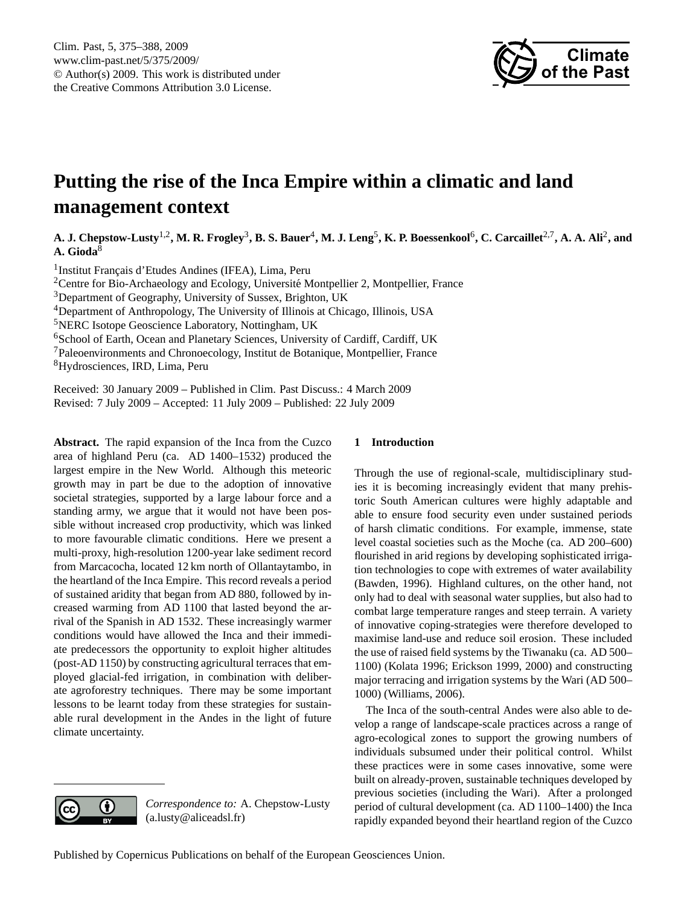# Putting the rise of the Inca Empire within a climatic and land management context

**A. J. Chepstow-Lusty[1,2], M. R. Frogley[3], B. S. Bauer[4], M. J. Leng[5], K. P. Boessenkool[6], C. Carcaillet[2,7], A. A. Ali[2], and A. Gioda[8]**

[1]Institut Français d'Etudes Andines (IFEA), Lima, Peru
[2]Centre for Bio-Archaeology and Ecology, Université Montpellier 2, Montpellier, France
[3]Department of Geography, University of Sussex, Brighton, UK
[4]Department of Anthropology, The University of Illinois at Chicago, Illinois, USA
[5]NERC Isotope Geoscience Laboratory, Nottingham, UK
[6]School of Earth, Ocean and Planetary Sciences, University of Cardiff, Cardiff, UK
[7]Paleoenvironments and Chronoecology, Institut de Botanique, Montpellier, France
[8]Hydrosciences, IRD, Lima, Peru

Received: 30 January 2009 – Published in Clim. Past Discuss.: 4 March 2009
Revised: 7 July 2009 – Accepted: 11 July 2009 – Published: 22 July 2009

**Abstract.** The rapid expansion of the Inca from the Cuzco area of highland Peru (ca. AD 1400–1532) produced the largest empire in the New World. Although this meteoric growth may in part be due to the adoption of innovative societal strategies, supported by a large labour force and a standing army, we argue that it would not have been possible without increased crop productivity, which was linked to more favourable climatic conditions. Here we present a multi-proxy, high-resolution 1200-year lake sediment record from Marcacocha, located 12 km north of Ollantaytambo, in the heartland of the Inca Empire. This record reveals a period of sustained aridity that began from AD 880, followed by increased warming from AD 1100 that lasted beyond the arrival of the Spanish in AD 1532. These increasingly warmer conditions would have allowed the Inca and their immediate predecessors the opportunity to exploit higher altitudes (post-AD 1150) by constructing agricultural terraces that employed glacial-fed irrigation, in combination with deliberate agroforestry techniques. There may be some important lessons to be learnt today from these strategies for sustainable rural development in the Andes in the light of future climate uncertainty.

*Correspondence to:* A. Chepstow-Lusty (a.lusty@aliceadsl.fr)

## 1 Introduction

Through the use of regional-scale, multidisciplinary studies it is becoming increasingly evident that many prehistoric South American cultures were highly adaptable and able to ensure food security even under sustained periods of harsh climatic conditions. For example, immense, state level coastal societies such as the Moche (ca. AD 200–600) flourished in arid regions by developing sophisticated irrigation technologies to cope with extremes of water availability (Bawden, 1996). Highland cultures, on the other hand, not only had to deal with seasonal water supplies, but also had to combat large temperature ranges and steep terrain. A variety of innovative coping-strategies were therefore developed to maximise land-use and reduce soil erosion. These included the use of raised field systems by the Tiwanaku (ca. AD 500–1100) (Kolata 1996; Erickson 1999, 2000) and constructing major terracing and irrigation systems by the Wari (AD 500–1000) (Williams, 2006).

The Inca of the south-central Andes were also able to develop a range of landscape-scale practices across a range of agro-ecological zones to support the growing numbers of individuals subsumed under their political control. Whilst these practices were in some cases innovative, some were built on already-proven, sustainable techniques developed by previous societies (including the Wari). After a prolonged period of cultural development (ca. AD 1100–1400) the Inca rapidly expanded beyond their heartland region of the Cuzco

Published by Copernicus Publications on behalf of the European Geosciences Union.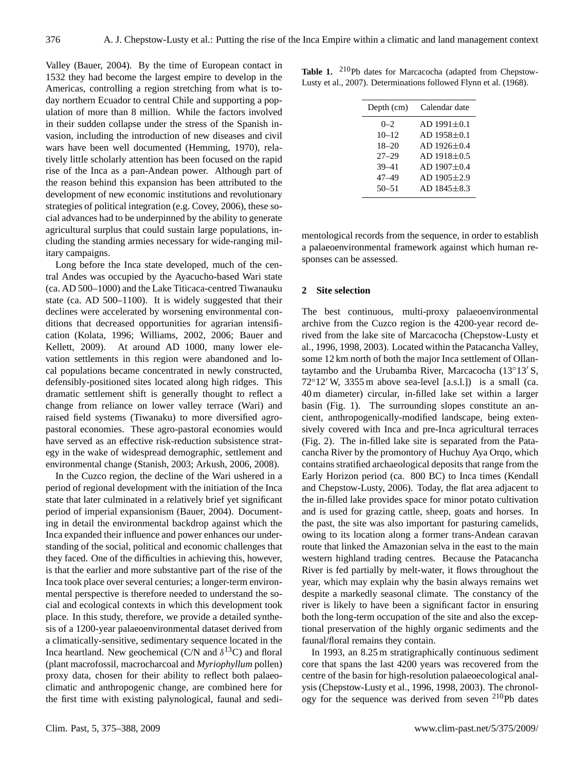Valley (Bauer, 2004). By the time of European contact in 1532 they had become the largest empire to develop in the Americas, controlling a region stretching from what is today northern Ecuador to central Chile and supporting a population of more than 8 million. While the factors involved in their sudden collapse under the stress of the Spanish invasion, including the introduction of new diseases and civil wars have been well documented (Hemming, 1970), relatively little scholarly attention has been focused on the rapid rise of the Inca as a pan-Andean power. Although part of the reason behind this expansion has been attributed to the development of new economic institutions and revolutionary strategies of political integration (e.g. Covey, 2006), these social advances had to be underpinned by the ability to generate agricultural surplus that could sustain large populations, including the standing armies necessary for wide-ranging military campaigns.

Long before the Inca state developed, much of the central Andes was occupied by the Ayacucho-based Wari state (ca. AD 500–1000) and the Lake Titicaca-centred Tiwanauku state (ca. AD 500–1100). It is widely suggested that their declines were accelerated by worsening environmental conditions that decreased opportunities for agrarian intensification (Kolata, 1996; Williams, 2002, 2006; Bauer and Kellett, 2009). At around AD 1000, many lower elevation settlements in this region were abandoned and local populations became concentrated in newly constructed, defensibly-positioned sites located along high ridges. This dramatic settlement shift is generally thought to reflect a change from reliance on lower valley terrace (Wari) and raised field systems (Tiwanaku) to more diversified agro-pastoral economies. These agro-pastoral economies would have served as an effective risk-reduction subsistence strategy in the wake of widespread demographic, settlement and environmental change (Stanish, 2003; Arkush, 2006, 2008).

In the Cuzco region, the decline of the Wari ushered in a period of regional development with the initiation of the Inca state that later culminated in a relatively brief yet significant period of imperial expansionism (Bauer, 2004). Documenting in detail the environmental backdrop against which the Inca expanded their influence and power enhances our understanding of the social, political and economic challenges that they faced. One of the difficulties in achieving this, however, is that the earlier and more substantive part of the rise of the Inca took place over several centuries; a longer-term environmental perspective is therefore needed to understand the social and ecological contexts in which this development took place. In this study, therefore, we provide a detailed synthesis of a 1200-year palaeoenvironmental dataset derived from a climatically-sensitive, sedimentary sequence located in the Inca heartland. New geochemical (C/N and $\delta^{13}C$) and floral (plant macrofossil, macrocharcoal and *Myriophyllum* pollen) proxy data, chosen for their ability to reflect both palaeoclimatic and anthropogenic change, are combined here for the first time with existing palynological, faunal and sedimentological records from the sequence, in order to establish a palaeoenvironmental framework against which human responses can be assessed.

**Table 1.** $^{210}$Pb dates for Marcacocha (adapted from Chepstow-Lusty et al., 2007). Determinations followed Flynn et al. (1968).

| Depth (cm) | Calendar date |
|---|---|
| 0–2 | AD 1991±0.1 |
| 10–12 | AD 1958±0.1 |
| 18–20 | AD 1926±0.4 |
| 27–29 | AD 1918±0.5 |
| 39–41 | AD 1907±0.4 |
| 47–49 | AD 1905±2.9 |
| 50–51 | AD 1845±8.3 |

## 2 Site selection

The best continuous, multi-proxy palaeoenvironmental archive from the Cuzco region is the 4200-year record derived from the lake site of Marcacocha (Chepstow-Lusty et al., 1996, 1998, 2003). Located within the Patacancha Valley, some 12 km north of both the major Inca settlement of Ollantaytambo and the Urubamba River, Marcacocha (13°13′ S, 72°12′ W, 3355 m above sea-level [a.s.l.]) is a small (ca. 40 m diameter) circular, in-filled lake set within a larger basin (Fig. 1). The surrounding slopes constitute an ancient, anthropogenically-modified landscape, being extensively covered with Inca and pre-Inca agricultural terraces (Fig. 2). The in-filled lake site is separated from the Patacancha River by the promontory of Huchuy Aya Orqo, which contains stratified archaeological deposits that range from the Early Horizon period (ca. 800 BC) to Inca times (Kendall and Chepstow-Lusty, 2006). Today, the flat area adjacent to the in-filled lake provides space for minor potato cultivation and is used for grazing cattle, sheep, goats and horses. In the past, the site was also important for pasturing camelids, owing to its location along a former trans-Andean caravan route that linked the Amazonian selva in the east to the main western highland trading centres. Because the Patacancha River is fed partially by melt-water, it flows throughout the year, which may explain why the basin always remains wet despite a markedly seasonal climate. The constancy of the river is likely to have been a significant factor in ensuring both the long-term occupation of the site and also the exceptional preservation of the highly organic sediments and the faunal/floral remains they contain.

In 1993, an 8.25 m stratigraphically continuous sediment core that spans the last 4200 years was recovered from the centre of the basin for high-resolution palaeoecological analysis (Chepstow-Lusty et al., 1996, 1998, 2003). The chronology for the sequence was derived from seven $^{210}$Pb dates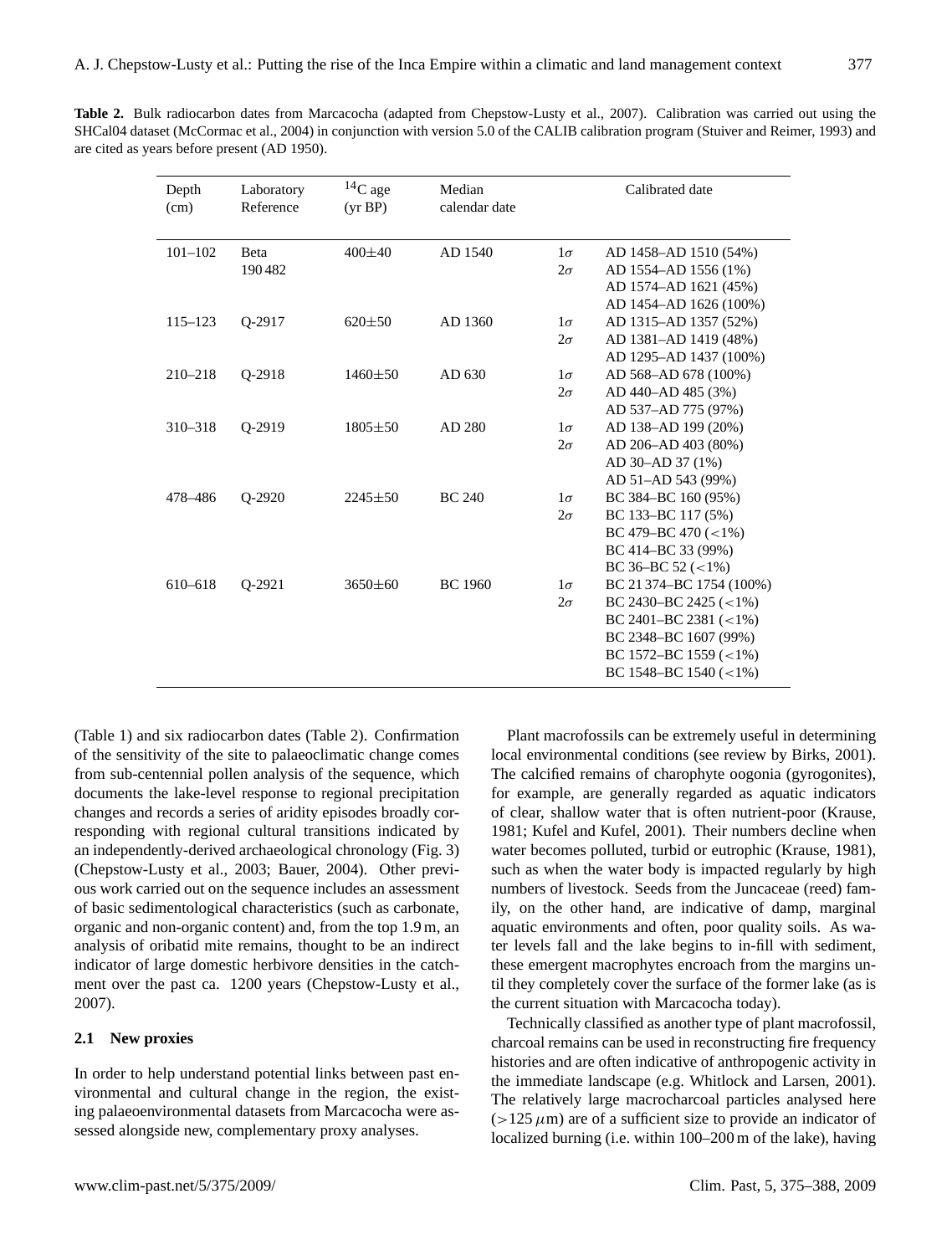**Table 2.** Bulk radiocarbon dates from Marcacocha (adapted from Chepstow-Lusty et al., 2007). Calibration was carried out using the SHCal04 dataset (McCormac et al., 2004) in conjunction with version 5.0 of the CALIB calibration program (Stuiver and Reimer, 1993) and are cited as years before present (AD 1950).

| Depth (cm) | Laboratory Reference | $^{14}$C age (yr BP) | Median calendar date | Calibrated date | |
|---|---|---|---|---|---|
| 101–102 | Beta 190 482 | 400±40 | AD 1540 | 1σ | AD 1458–AD 1510 (54%) |
| | | | | 2σ | AD 1554–AD 1556 (1%) |
| | | | | | AD 1574–AD 1621 (45%) |
| | | | | | AD 1454–AD 1626 (100%) |
| 115–123 | Q-2917 | 620±50 | AD 1360 | 1σ | AD 1315–AD 1357 (52%) |
| | | | | 2σ | AD 1381–AD 1419 (48%) |
| | | | | | AD 1295–AD 1437 (100%) |
| 210–218 | Q-2918 | 1460±50 | AD 630 | 1σ | AD 568–AD 678 (100%) |
| | | | | 2σ | AD 440–AD 485 (3%) |
| | | | | | AD 537–AD 775 (97%) |
| 310–318 | Q-2919 | 1805±50 | AD 280 | 1σ | AD 138–AD 199 (20%) |
| | | | | 2σ | AD 206–AD 403 (80%) |
| | | | | | AD 30–AD 37 (1%) |
| | | | | | AD 51–AD 543 (99%) |
| 478–486 | Q-2920 | 2245±50 | BC 240 | 1σ | BC 384–BC 160 (95%) |
| | | | | 2σ | BC 133–BC 117 (5%) |
| | | | | | BC 479–BC 470 (<1%) |
| | | | | | BC 414–BC 33 (99%) |
| | | | | | BC 36–BC 52 (<1%) |
| 610–618 | Q-2921 | 3650±60 | BC 1960 | 1σ | BC 21 374–BC 1754 (100%) |
| | | | | 2σ | BC 2430–BC 2425 (<1%) |
| | | | | | BC 2401–BC 2381 (<1%) |
| | | | | | BC 2348–BC 1607 (99%) |
| | | | | | BC 1572–BC 1559 (<1%) |
| | | | | | BC 1548–BC 1540 (<1%) |

(Table 1) and six radiocarbon dates (Table 2). Confirmation of the sensitivity of the site to palaeoclimatic change comes from sub-centennial pollen analysis of the sequence, which documents the lake-level response to regional precipitation changes and records a series of aridity episodes broadly corresponding with regional cultural transitions indicated by an independently-derived archaeological chronology (Fig. 3) (Chepstow-Lusty et al., 2003; Bauer, 2004). Other previous work carried out on the sequence includes an assessment of basic sedimentological characteristics (such as carbonate, organic and non-organic content) and, from the top 1.9 m, an analysis of oribatid mite remains, thought to be an indirect indicator of large domestic herbivore densities in the catchment over the past ca. 1200 years (Chepstow-Lusty et al., 2007).

### 2.1 New proxies

In order to help understand potential links between past environmental and cultural change in the region, the existing palaeoenvironmental datasets from Marcacocha were assessed alongside new, complementary proxy analyses.

Plant macrofossils can be extremely useful in determining local environmental conditions (see review by Birks, 2001). The calcified remains of charophyte oogonia (gyrogonites), for example, are generally regarded as aquatic indicators of clear, shallow water that is often nutrient-poor (Krause, 1981; Kufel and Kufel, 2001). Their numbers decline when water becomes polluted, turbid or eutrophic (Krause, 1981), such as when the water body is impacted regularly by high numbers of livestock. Seeds from the Juncaceae (reed) family, on the other hand, are indicative of damp, marginal aquatic environments and often, poor quality soils. As water levels fall and the lake begins to in-fill with sediment, these emergent macrophytes encroach from the margins until they completely cover the surface of the former lake (as is the current situation with Marcacocha today).

Technically classified as another type of plant macrofossil, charcoal remains can be used in reconstructing fire frequency histories and are often indicative of anthropogenic activity in the immediate landscape (e.g. Whitlock and Larsen, 2001). The relatively large macrocharcoal particles analysed here (>125 μm) are of a sufficient size to provide an indicator of localized burning (i.e. within 100–200 m of the lake), having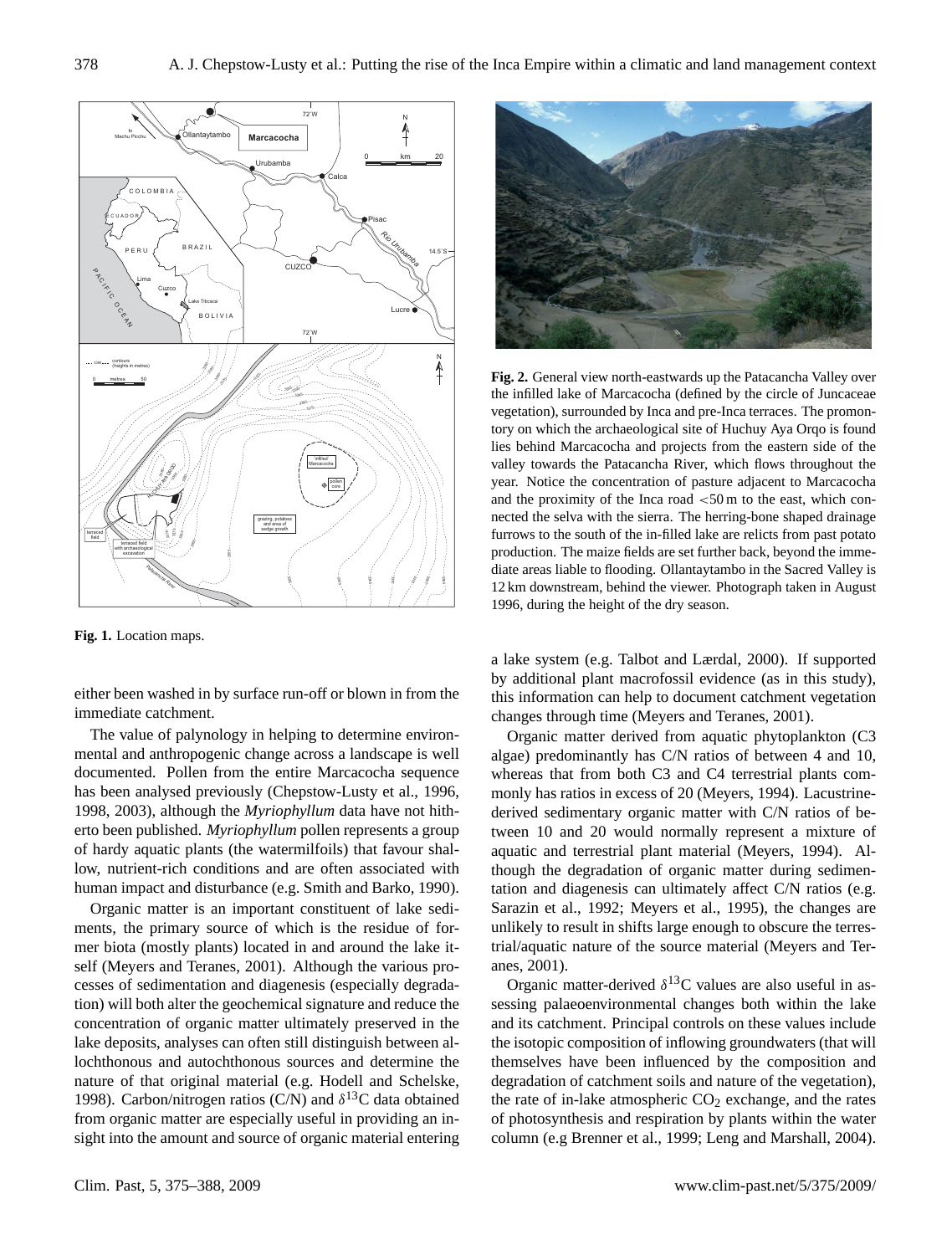Fig. 1. Location maps.

Fig. 2. General view north-eastwards up the Patacancha Valley over the infilled lake of Marcacocha (defined by the circle of Juncaceae vegetation), surrounded by Inca and pre-Inca terraces. The promontory on which the archaeological site of Huchuy Aya Orqo is found lies behind Marcacocha and projects from the eastern side of the valley towards the Patacancha River, which flows throughout the year. Notice the concentration of pasture adjacent to Marcacocha and the proximity of the Inca road <50 m to the east, which connected the selva with the sierra. The herring-bone shaped drainage furrows to the south of the in-filled lake are relicts from past potato production. The maize fields are set further back, beyond the immediate areas liable to flooding. Ollantaytambo in the Sacred Valley is 12 km downstream, behind the viewer. Photograph taken in August 1996, during the height of the dry season.

either been washed in by surface run-off or blown in from the immediate catchment.

The value of palynology in helping to determine environmental and anthropogenic change across a landscape is well documented. Pollen from the entire Marcacocha sequence has been analysed previously (Chepstow-Lusty et al., 1996, 1998, 2003), although the *Myriophyllum* data have not hitherto been published. *Myriophyllum* pollen represents a group of hardy aquatic plants (the watermilfoils) that favour shallow, nutrient-rich conditions and are often associated with human impact and disturbance (e.g. Smith and Barko, 1990).

Organic matter is an important constituent of lake sediments, the primary source of which is the residue of former biota (mostly plants) located in and around the lake itself (Meyers and Teranes, 2001). Although the various processes of sedimentation and diagenesis (especially degradation) will both alter the geochemical signature and reduce the concentration of organic matter ultimately preserved in the lake deposits, analyses can often still distinguish between allochthonous and autochthonous sources and determine the nature of that original material (e.g. Hodell and Schelske, 1998). Carbon/nitrogen ratios (C/N) and $\delta^{13}$C data obtained from organic matter are especially useful in providing an insight into the amount and source of organic material entering a lake system (e.g. Talbot and Lærdal, 2000). If supported by additional plant macrofossil evidence (as in this study), this information can help to document catchment vegetation changes through time (Meyers and Teranes, 2001).

Organic matter derived from aquatic phytoplankton (C3 algae) predominantly has C/N ratios of between 4 and 10, whereas that from both C3 and C4 terrestrial plants commonly has ratios in excess of 20 (Meyers, 1994). Lacustrine-derived sedimentary organic matter with C/N ratios of between 10 and 20 would normally represent a mixture of aquatic and terrestrial plant material (Meyers, 1994). Although the degradation of organic matter during sedimentation and diagenesis can ultimately affect C/N ratios (e.g. Sarazin et al., 1992; Meyers et al., 1995), the changes are unlikely to result in shifts large enough to obscure the terrestrial/aquatic nature of the source material (Meyers and Teranes, 2001).

Organic matter-derived $\delta^{13}$C values are also useful in assessing palaeoenvironmental changes both within the lake and its catchment. Principal controls on these values include the isotopic composition of inflowing groundwaters (that will themselves have been influenced by the composition and degradation of catchment soils and nature of the vegetation), the rate of in-lake atmospheric $CO_2$ exchange, and the rates of photosynthesis and respiration by plants within the water column (e.g Brenner et al., 1999; Leng and Marshall, 2004).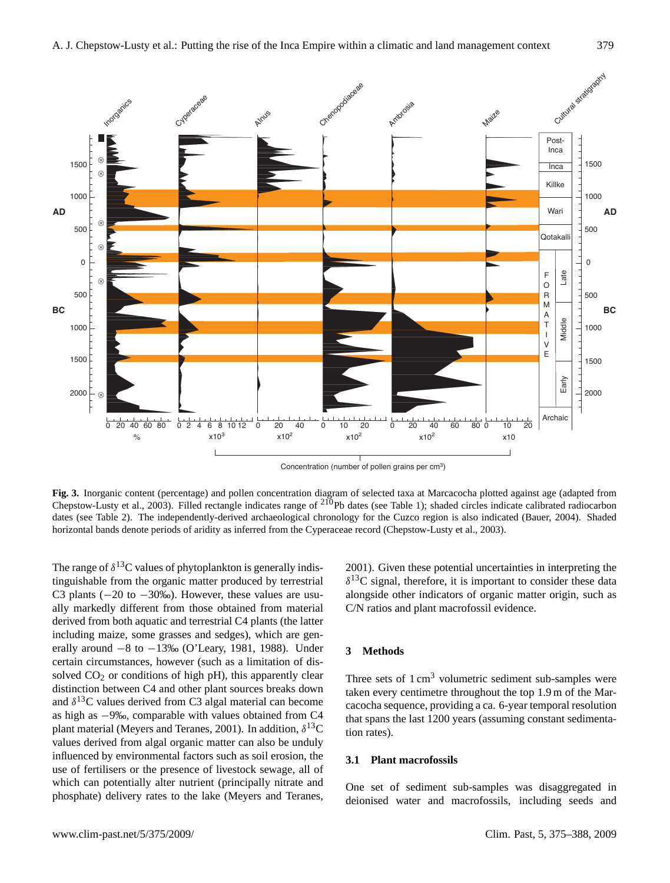Fig. 3. Inorganic content (percentage) and pollen concentration diagram of selected taxa at Marcacocha plotted against age (adapted from Chepstow-Lusty et al., 2003). Filled rectangle indicates range of $^{210}$Pb dates (see Table 1); shaded circles indicate calibrated radiocarbon dates (see Table 2). The independently-derived archaeological chronology for the Cuzco region is also indicated (Bauer, 2004). Shaded horizontal bands denote periods of aridity as inferred from the Cyperaceae record (Chepstow-Lusty et al., 2003).

The range of $\delta^{13}$C values of phytoplankton is generally indistinguishable from the organic matter produced by terrestrial C3 plants (−20 to −30‰). However, these values are usually markedly different from those obtained from material derived from both aquatic and terrestrial C4 plants (the latter including maize, some grasses and sedges), which are generally around −8 to −13‰ (O'Leary, 1981, 1988). Under certain circumstances, however (such as a limitation of dissolved $CO_2$ or conditions of high pH), this apparently clear distinction between C4 and other plant sources breaks down and $\delta^{13}$C values derived from C3 algal material can become as high as −9‰, comparable with values obtained from C4 plant material (Meyers and Teranes, 2001). In addition, $\delta^{13}$C values derived from algal organic matter can also be unduly influenced by environmental factors such as soil erosion, the use of fertilisers or the presence of livestock sewage, all of which can potentially alter nutrient (principally nitrate and phosphate) delivery rates to the lake (Meyers and Teranes, 2001). Given these potential uncertainties in interpreting the $\delta^{13}$C signal, therefore, it is important to consider these data alongside other indicators of organic matter origin, such as C/N ratios and plant macrofossil evidence.

## 3 Methods

Three sets of 1 cm$^3$ volumetric sediment sub-samples were taken every centimetre throughout the top 1.9 m of the Marcacocha sequence, providing a ca. 6-year temporal resolution that spans the last 1200 years (assuming constant sedimentation rates).

### 3.1 Plant macrofossils

One set of sediment sub-samples was disaggregated in deionised water and macrofossils, including seeds and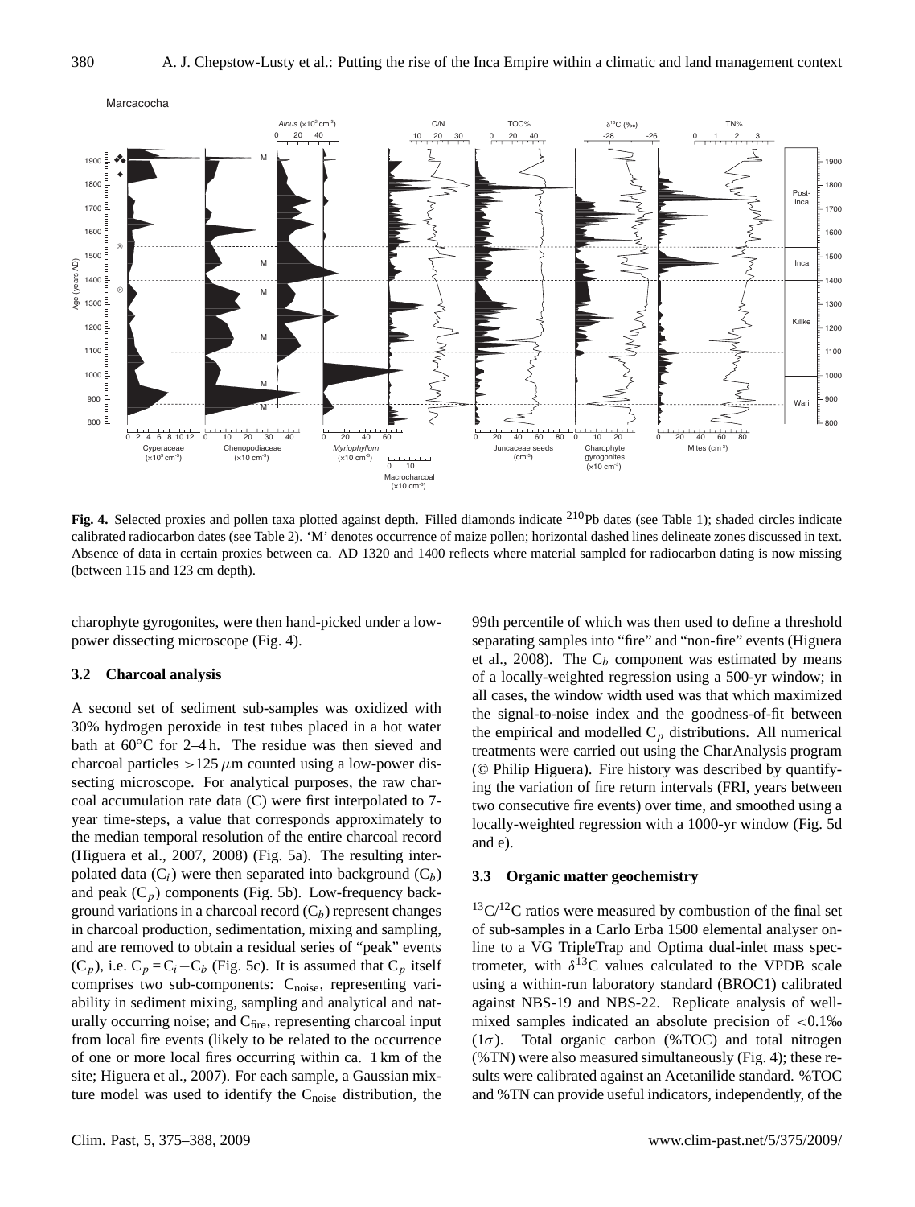**Fig. 4.** Selected proxies and pollen taxa plotted against depth. Filled diamonds indicate $^{210}$Pb dates (see Table 1); shaded circles indicate calibrated radiocarbon dates (see Table 2). 'M' denotes occurrence of maize pollen; horizontal dashed lines delineate zones discussed in text. Absence of data in certain proxies between ca. AD 1320 and 1400 reflects where material sampled for radiocarbon dating is now missing (between 115 and 123 cm depth).

charophyte gyrogonites, were then hand-picked under a low-power dissecting microscope (Fig. 4).

### 3.2 Charcoal analysis

A second set of sediment sub-samples was oxidized with 30% hydrogen peroxide in test tubes placed in a hot water bath at 60°C for 2–4 h. The residue was then sieved and charcoal particles >125 $\mu$m counted using a low-power dissecting microscope. For analytical purposes, the raw charcoal accumulation rate data (C) were first interpolated to 7-year time-steps, a value that corresponds approximately to the median temporal resolution of the entire charcoal record (Higuera et al., 2007, 2008) (Fig. 5a). The resulting interpolated data ($C_i$) were then separated into background ($C_b$) and peak ($C_p$) components (Fig. 5b). Low-frequency background variations in a charcoal record ($C_b$) represent changes in charcoal production, sedimentation, mixing and sampling, and are removed to obtain a residual series of "peak" events ($C_p$), i.e. $C_p = C_i - C_b$ (Fig. 5c). It is assumed that $C_p$ itself comprises two sub-components: $C_{noise}$, representing variability in sediment mixing, sampling and analytical and naturally occurring noise; and $C_{fire}$, representing charcoal input from local fire events (likely to be related to the occurrence of one or more local fires occurring within ca. 1 km of the site; Higuera et al., 2007). For each sample, a Gaussian mixture model was used to identify the $C_{noise}$ distribution, the 99th percentile of which was then used to define a threshold separating samples into "fire" and "non-fire" events (Higuera et al., 2008). The $C_b$ component was estimated by means of a locally-weighted regression using a 500-yr window; in all cases, the window width used was that which maximized the signal-to-noise index and the goodness-of-fit between the empirical and modelled $C_p$ distributions. All numerical treatments were carried out using the CharAnalysis program (© Philip Higuera). Fire history was described by quantifying the variation of fire return intervals (FRI, years between two consecutive fire events) over time, and smoothed using a locally-weighted regression with a 1000-yr window (Fig. 5d and e).

### 3.3 Organic matter geochemistry

$^{13}C/^{12}C$ ratios were measured by combustion of the final set of sub-samples in a Carlo Erba 1500 elemental analyser online to a VG TripleTrap and Optima dual-inlet mass spectrometer, with $\delta^{13}C$ values calculated to the VPDB scale using a within-run laboratory standard (BROC1) calibrated against NBS-19 and NBS-22. Replicate analysis of well-mixed samples indicated an absolute precision of <0.1‰ (1$\sigma$). Total organic carbon (%TOC) and total nitrogen (%TN) were also measured simultaneously (Fig. 4); these results were calibrated against an Acetanilide standard. %TOC and %TN can provide useful indicators, independently, of the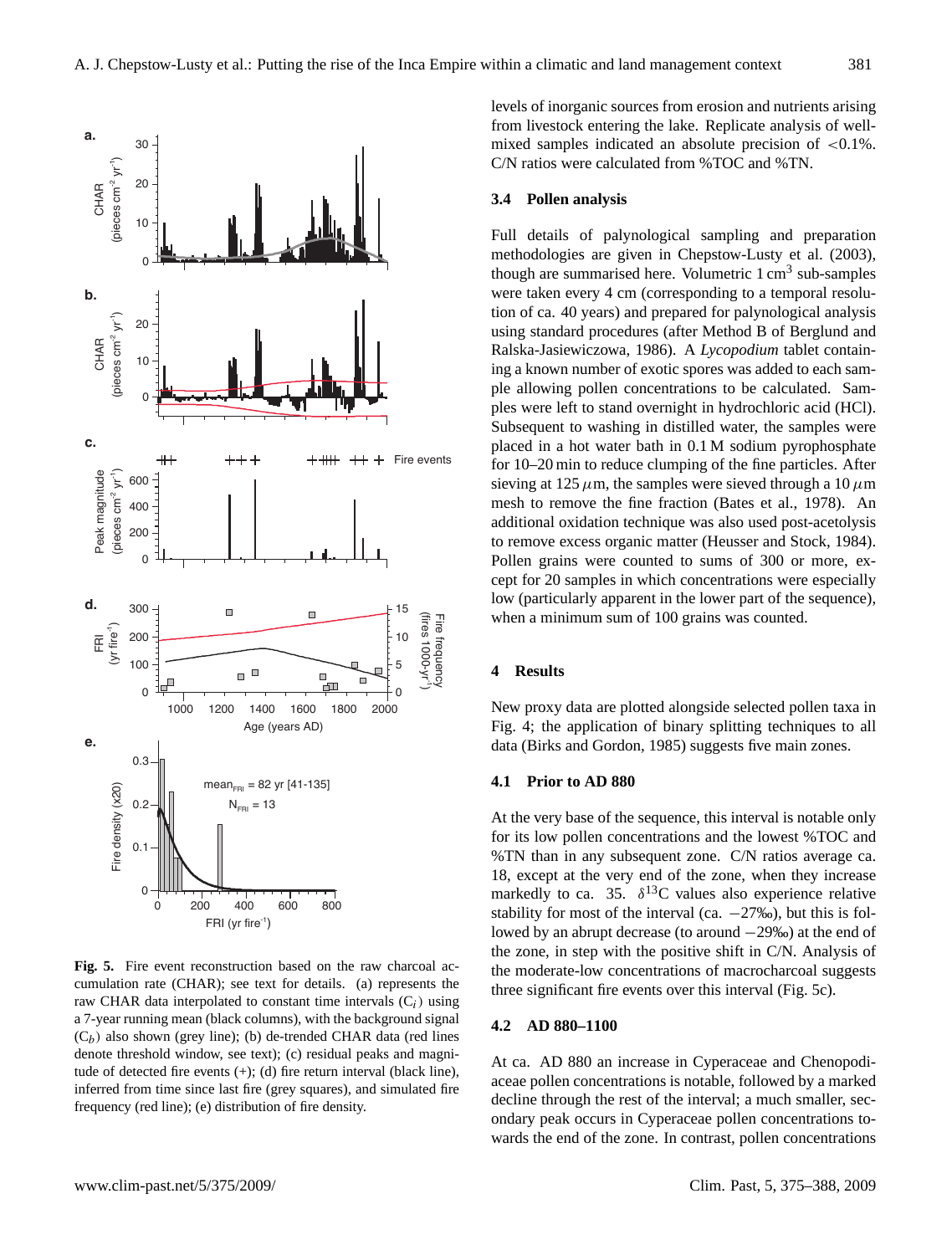Fig. 5. Fire event reconstruction based on the raw charcoal accumulation rate (CHAR); see text for details. (a) represents the raw CHAR data interpolated to constant time intervals ($C_i$) using a 7-year running mean (black columns), with the background signal ($C_b$) also shown (grey line); (b) de-trended CHAR data (red lines denote threshold window, see text); (c) residual peaks and magnitude of detected fire events (+); (d) fire return interval (black line), inferred from time since last fire (grey squares), and simulated fire frequency (red line); (e) distribution of fire density.

levels of inorganic sources from erosion and nutrients arising from livestock entering the lake. Replicate analysis of well-mixed samples indicated an absolute precision of <0.1%. C/N ratios were calculated from %TOC and %TN.

### 3.4 Pollen analysis

Full details of palynological sampling and preparation methodologies are given in Chepstow-Lusty et al. (2003), though are summarised here. Volumetric 1 $cm^3$ sub-samples were taken every 4 cm (corresponding to a temporal resolution of ca. 40 years) and prepared for palynological analysis using standard procedures (after Method B of Berglund and Ralska-Jasiewiczowa, 1986). A *Lycopodium* tablet containing a known number of exotic spores was added to each sample allowing pollen concentrations to be calculated. Samples were left to stand overnight in hydrochloric acid (HCl). Subsequent to washing in distilled water, the samples were placed in a hot water bath in 0.1 M sodium pyrophosphate for 10–20 min to reduce clumping of the fine particles. After sieving at 125 $\mu$m, the samples were sieved through a 10 $\mu$m mesh to remove the fine fraction (Bates et al., 1978). An additional oxidation technique was also used post-acetolysis to remove excess organic matter (Heusser and Stock, 1984). Pollen grains were counted to sums of 300 or more, except for 20 samples in which concentrations were especially low (particularly apparent in the lower part of the sequence), when a minimum sum of 100 grains was counted.

## 4 Results

New proxy data are plotted alongside selected pollen taxa in Fig. 4; the application of binary splitting techniques to all data (Birks and Gordon, 1985) suggests five main zones.

### 4.1 Prior to AD 880

At the very base of the sequence, this interval is notable only for its low pollen concentrations and the lowest %TOC and %TN than in any subsequent zone. C/N ratios average ca. 18, except at the very end of the zone, when they increase markedly to ca. 35. $\delta^{13}C$ values also experience relative stability for most of the interval (ca. −27‰), but this is followed by an abrupt decrease (to around −29‰) at the end of the zone, in step with the positive shift in C/N. Analysis of the moderate-low concentrations of macrocharcoal suggests three significant fire events over this interval (Fig. 5c).

### 4.2 AD 880–1100

At ca. AD 880 an increase in Cyperaceae and Chenopodiaceae pollen concentrations is notable, followed by a marked decline through the rest of the interval; a much smaller, secondary peak occurs in Cyperaceae pollen concentrations towards the end of the zone. In contrast, pollen concentrations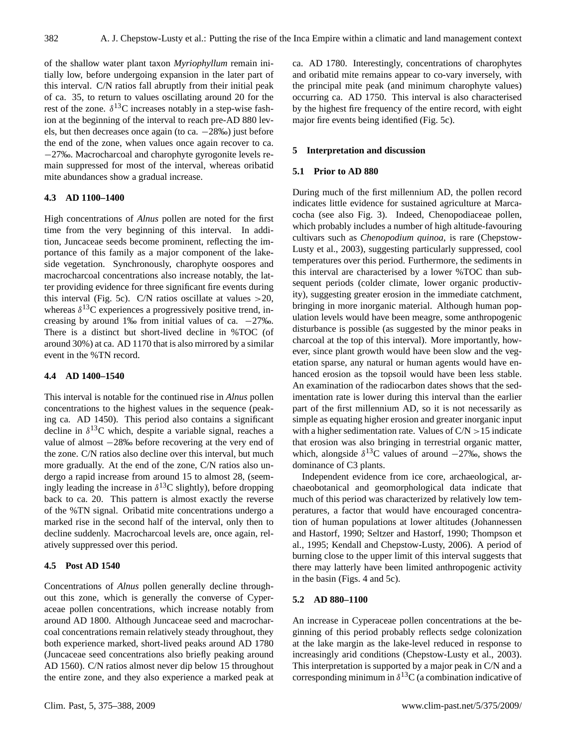of the shallow water plant taxon *Myriophyllum* remain initially low, before undergoing expansion in the later part of this interval. C/N ratios fall abruptly from their initial peak of ca. 35, to return to values oscillating around 20 for the rest of the zone. $\delta^{13}$C increases notably in a step-wise fashion at the beginning of the interval to reach pre-AD 880 levels, but then decreases once again (to ca. −28‰) just before the end of the zone, when values once again recover to ca. −27‰. Macrocharcoal and charophyte gyrogonite levels remain suppressed for most of the interval, whereas oribatid mite abundances show a gradual increase.

### 4.3 AD 1100–1400

High concentrations of *Alnus* pollen are noted for the first time from the very beginning of this interval. In addition, Juncaceae seeds become prominent, reflecting the importance of this family as a major component of the lakeside vegetation. Synchronously, charophyte oospores and macrocharcoal concentrations also increase notably, the latter providing evidence for three significant fire events during this interval (Fig. 5c). C/N ratios oscillate at values $>20$, whereas $\delta^{13}$C experiences a progressively positive trend, increasing by around 1‰ from initial values of ca. −27‰. There is a distinct but short-lived decline in %TOC (of around 30%) at ca. AD 1170 that is also mirrored by a similar event in the %TN record.

### 4.4 AD 1400–1540

This interval is notable for the continued rise in *Alnus* pollen concentrations to the highest values in the sequence (peaking ca. AD 1450). This period also contains a significant decline in $\delta^{13}$C which, despite a variable signal, reaches a value of almost −28‰ before recovering at the very end of the zone. C/N ratios also decline over this interval, but much more gradually. At the end of the zone, C/N ratios also undergo a rapid increase from around 15 to almost 28, (seemingly leading the increase in $\delta^{13}$C slightly), before dropping back to ca. 20. This pattern is almost exactly the reverse of the %TN signal. Oribatid mite concentrations undergo a marked rise in the second half of the interval, only then to decline suddenly. Macrocharcoal levels are, once again, relatively suppressed over this period.

### 4.5 Post AD 1540

Concentrations of *Alnus* pollen generally decline throughout this zone, which is generally the converse of Cyperaceae pollen concentrations, which increase notably from around AD 1800. Although Juncaceae seed and macrocharcoal concentrations remain relatively steady throughout, they both experience marked, short-lived peaks around AD 1780 (Juncaceae seed concentrations also briefly peaking around AD 1560). C/N ratios almost never dip below 15 throughout the entire zone, and they also experience a marked peak at ca. AD 1780. Interestingly, concentrations of charophytes and oribatid mite remains appear to co-vary inversely, with the principal mite peak (and minimum charophyte values) occurring ca. AD 1750. This interval is also characterised by the highest fire frequency of the entire record, with eight major fire events being identified (Fig. 5c).

## 5 Interpretation and discussion

### 5.1 Prior to AD 880

During much of the first millennium AD, the pollen record indicates little evidence for sustained agriculture at Marcacocha (see also Fig. 3). Indeed, Chenopodiaceae pollen, which probably includes a number of high altitude-favouring cultivars such as *Chenopodium quinoa*, is rare (Chepstow-Lusty et al., 2003), suggesting particularly suppressed, cool temperatures over this period. Furthermore, the sediments in this interval are characterised by a lower %TOC than subsequent periods (colder climate, lower organic productivity), suggesting greater erosion in the immediate catchment, bringing in more inorganic material. Although human population levels would have been meagre, some anthropogenic disturbance is possible (as suggested by the minor peaks in charcoal at the top of this interval). More importantly, however, since plant growth would have been slow and the vegetation sparse, any natural or human agents would have enhanced erosion as the topsoil would have been less stable. An examination of the radiocarbon dates shows that the sedimentation rate is lower during this interval than the earlier part of the first millennium AD, so it is not necessarily as simple as equating higher erosion and greater inorganic input with a higher sedimentation rate. Values of C/N $>15$ indicate that erosion was also bringing in terrestrial organic matter, which, alongside $\delta^{13}$C values of around −27‰, shows the dominance of C3 plants.

Independent evidence from ice core, archaeological, archaeobotanical and geomorphological data indicate that much of this period was characterized by relatively low temperatures, a factor that would have encouraged concentration of human populations at lower altitudes (Johannessen and Hastorf, 1990; Seltzer and Hastorf, 1990; Thompson et al., 1995; Kendall and Chepstow-Lusty, 2006). A period of burning close to the upper limit of this interval suggests that there may latterly have been limited anthropogenic activity in the basin (Figs. 4 and 5c).

### 5.2 AD 880–1100

An increase in Cyperaceae pollen concentrations at the beginning of this period probably reflects sedge colonization at the lake margin as the lake-level reduced in response to increasingly arid conditions (Chepstow-Lusty et al., 2003). This interpretation is supported by a major peak in C/N and a corresponding minimum in $\delta^{13}$C (a combination indicative of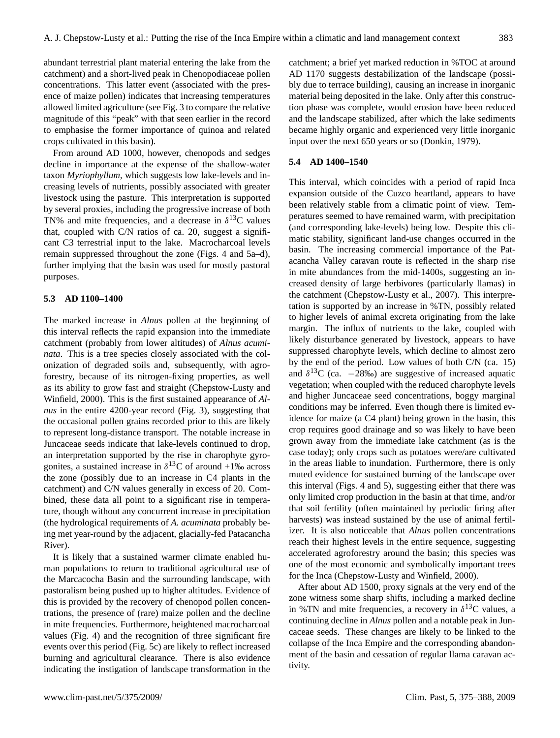abundant terrestrial plant material entering the lake from the catchment) and a short-lived peak in Chenopodiaceae pollen concentrations. This latter event (associated with the presence of maize pollen) indicates that increasing temperatures allowed limited agriculture (see Fig. 3 to compare the relative magnitude of this "peak" with that seen earlier in the record to emphasise the former importance of quinoa and related crops cultivated in this basin).

From around AD 1000, however, chenopods and sedges decline in importance at the expense of the shallow-water taxon *Myriophyllum*, which suggests low lake-levels and increasing levels of nutrients, possibly associated with greater livestock using the pasture. This interpretation is supported by several proxies, including the progressive increase of both TN% and mite frequencies, and a decrease in $\delta^{13}$C values that, coupled with C/N ratios of ca. 20, suggest a significant C3 terrestrial input to the lake. Macrocharcoal levels remain suppressed throughout the zone (Figs. 4 and 5a–d), further implying that the basin was used for mostly pastoral purposes.

### 5.3 AD 1100–1400

The marked increase in *Alnus* pollen at the beginning of this interval reflects the rapid expansion into the immediate catchment (probably from lower altitudes) of *Alnus acuminata*. This is a tree species closely associated with the colonization of degraded soils and, subsequently, with agroforestry, because of its nitrogen-fixing properties, as well as its ability to grow fast and straight (Chepstow-Lusty and Winfield, 2000). This is the first sustained appearance of *Alnus* in the entire 4200-year record (Fig. 3), suggesting that the occasional pollen grains recorded prior to this are likely to represent long-distance transport. The notable increase in Juncaceae seeds indicate that lake-levels continued to drop, an interpretation supported by the rise in charophyte gyrogonites, a sustained increase in $\delta^{13}$C of around +1‰ across the zone (possibly due to an increase in C4 plants in the catchment) and C/N values generally in excess of 20. Combined, these data all point to a significant rise in temperature, though without any concurrent increase in precipitation (the hydrological requirements of *A. acuminata* probably being met year-round by the adjacent, glacially-fed Patacancha River).

It is likely that a sustained warmer climate enabled human populations to return to traditional agricultural use of the Marcacocha Basin and the surrounding landscape, with pastoralism being pushed up to higher altitudes. Evidence of this is provided by the recovery of chenopod pollen concentrations, the presence of (rare) maize pollen and the decline in mite frequencies. Furthermore, heightened macrocharcoal values (Fig. 4) and the recognition of three significant fire events over this period (Fig. 5c) are likely to reflect increased burning and agricultural clearance. There is also evidence indicating the instigation of landscape transformation in the catchment; a brief yet marked reduction in %TOC at around AD 1170 suggests destabilization of the landscape (possibly due to terrace building), causing an increase in inorganic material being deposited in the lake. Only after this construction phase was complete, would erosion have been reduced and the landscape stabilized, after which the lake sediments became highly organic and experienced very little inorganic input over the next 650 years or so (Donkin, 1979).

### 5.4 AD 1400–1540

This interval, which coincides with a period of rapid Inca expansion outside of the Cuzco heartland, appears to have been relatively stable from a climatic point of view. Temperatures seemed to have remained warm, with precipitation (and corresponding lake-levels) being low. Despite this climatic stability, significant land-use changes occurred in the basin. The increasing commercial importance of the Patacancha Valley caravan route is reflected in the sharp rise in mite abundances from the mid-1400s, suggesting an increased density of large herbivores (particularly llamas) in the catchment (Chepstow-Lusty et al., 2007). This interpretation is supported by an increase in %TN, possibly related to higher levels of animal excreta originating from the lake margin. The influx of nutrients to the lake, coupled with likely disturbance generated by livestock, appears to have suppressed charophyte levels, which decline to almost zero by the end of the period. Low values of both C/N (ca. 15) and $\delta^{13}$C (ca. −28‰) are suggestive of increased aquatic vegetation; when coupled with the reduced charophyte levels and higher Juncaceae seed concentrations, boggy marginal conditions may be inferred. Even though there is limited evidence for maize (a C4 plant) being grown in the basin, this crop requires good drainage and so was likely to have been grown away from the immediate lake catchment (as is the case today); only crops such as potatoes were/are cultivated in the areas liable to inundation. Furthermore, there is only muted evidence for sustained burning of the landscape over this interval (Figs. 4 and 5), suggesting either that there was only limited crop production in the basin at that time, and/or that soil fertility (often maintained by periodic firing after harvests) was instead sustained by the use of animal fertilizer. It is also noticeable that *Alnus* pollen concentrations reach their highest levels in the entire sequence, suggesting accelerated agroforestry around the basin; this species was one of the most economic and symbolically important trees for the Inca (Chepstow-Lusty and Winfield, 2000).

After about AD 1500, proxy signals at the very end of the zone witness some sharp shifts, including a marked decline in %TN and mite frequencies, a recovery in $\delta^{13}$C values, a continuing decline in *Alnus* pollen and a notable peak in Juncaceae seeds. These changes are likely to be linked to the collapse of the Inca Empire and the corresponding abandonment of the basin and cessation of regular llama caravan activity.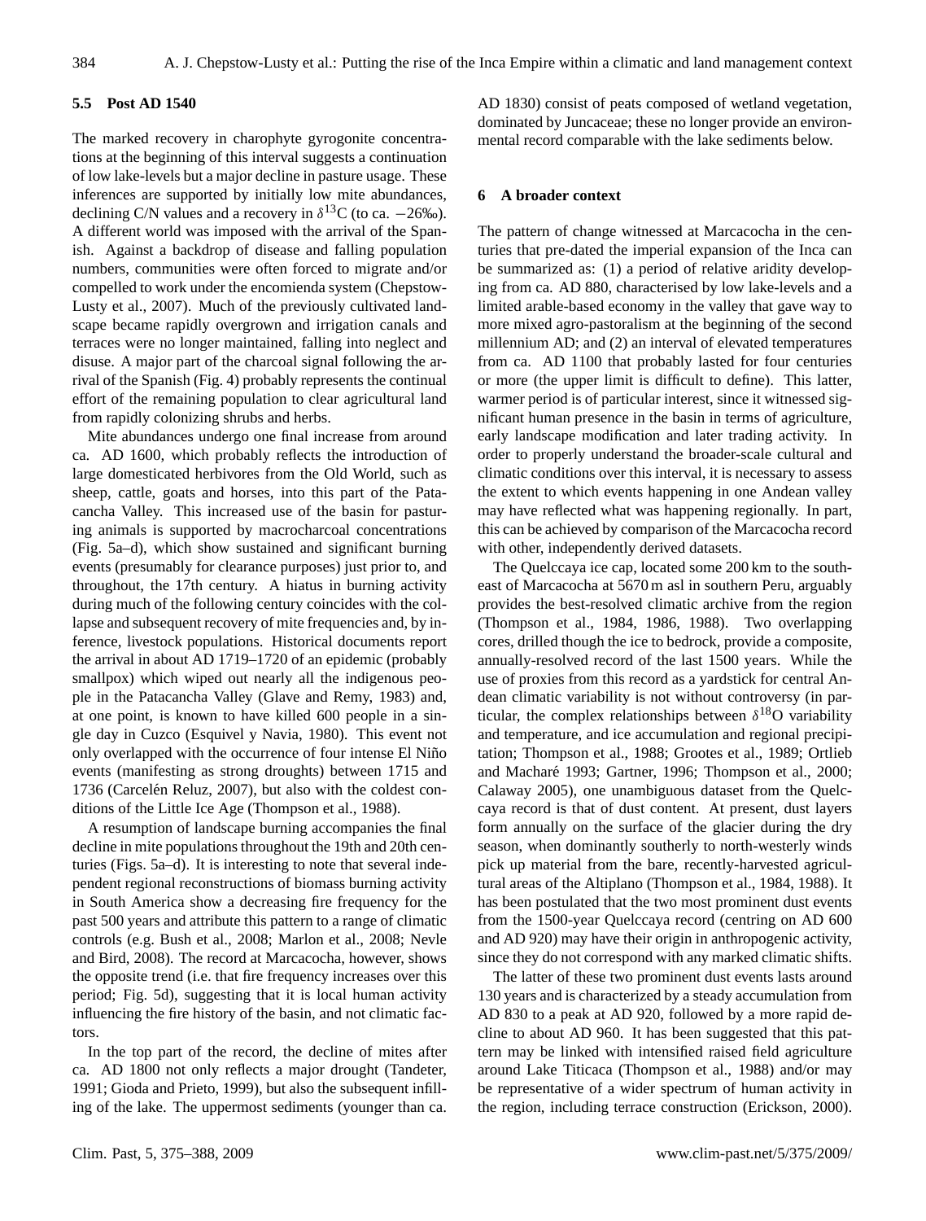### 5.5 Post AD 1540

The marked recovery in charophyte gyrogonite concentrations at the beginning of this interval suggests a continuation of low lake-levels but a major decline in pasture usage. These inferences are supported by initially low mite abundances, declining C/N values and a recovery in $\delta^{13}$C (to ca. −26‰). A different world was imposed with the arrival of the Spanish. Against a backdrop of disease and falling population numbers, communities were often forced to migrate and/or compelled to work under the encomienda system (Chepstow-Lusty et al., 2007). Much of the previously cultivated landscape became rapidly overgrown and irrigation canals and terraces were no longer maintained, falling into neglect and disuse. A major part of the charcoal signal following the arrival of the Spanish (Fig. 4) probably represents the continual effort of the remaining population to clear agricultural land from rapidly colonizing shrubs and herbs.

Mite abundances undergo one final increase from around ca. AD 1600, which probably reflects the introduction of large domesticated herbivores from the Old World, such as sheep, cattle, goats and horses, into this part of the Patacancha Valley. This increased use of the basin for pasturing animals is supported by macrocharcoal concentrations (Fig. 5a–d), which show sustained and significant burning events (presumably for clearance purposes) just prior to, and throughout, the 17th century. A hiatus in burning activity during much of the following century coincides with the collapse and subsequent recovery of mite frequencies and, by inference, livestock populations. Historical documents report the arrival in about AD 1719–1720 of an epidemic (probably smallpox) which wiped out nearly all the indigenous people in the Patacancha Valley (Glave and Remy, 1983) and, at one point, is known to have killed 600 people in a single day in Cuzco (Esquivel y Navia, 1980). This event not only overlapped with the occurrence of four intense El Niño events (manifesting as strong droughts) between 1715 and 1736 (Carcelén Reluz, 2007), but also with the coldest conditions of the Little Ice Age (Thompson et al., 1988).

A resumption of landscape burning accompanies the final decline in mite populations throughout the 19th and 20th centuries (Figs. 5a–d). It is interesting to note that several independent regional reconstructions of biomass burning activity in South America show a decreasing fire frequency for the past 500 years and attribute this pattern to a range of climatic controls (e.g. Bush et al., 2008; Marlon et al., 2008; Nevle and Bird, 2008). The record at Marcacocha, however, shows the opposite trend (i.e. that fire frequency increases over this period; Fig. 5d), suggesting that it is local human activity influencing the fire history of the basin, and not climatic factors.

In the top part of the record, the decline of mites after ca. AD 1800 not only reflects a major drought (Tandeter, 1991; Gioda and Prieto, 1999), but also the subsequent infilling of the lake. The uppermost sediments (younger than ca. AD 1830) consist of peats composed of wetland vegetation, dominated by Juncaceae; these no longer provide an environmental record comparable with the lake sediments below.

## 6 A broader context

The pattern of change witnessed at Marcacocha in the centuries that pre-dated the imperial expansion of the Inca can be summarized as: (1) a period of relative aridity developing from ca. AD 880, characterised by low lake-levels and a limited arable-based economy in the valley that gave way to more mixed agro-pastoralism at the beginning of the second millennium AD; and (2) an interval of elevated temperatures from ca. AD 1100 that probably lasted for four centuries or more (the upper limit is difficult to define). This latter, warmer period is of particular interest, since it witnessed significant human presence in the basin in terms of agriculture, early landscape modification and later trading activity. In order to properly understand the broader-scale cultural and climatic conditions over this interval, it is necessary to assess the extent to which events happening in one Andean valley may have reflected what was happening regionally. In part, this can be achieved by comparison of the Marcacocha record with other, independently derived datasets.

The Quelccaya ice cap, located some 200 km to the southeast of Marcacocha at 5670 m asl in southern Peru, arguably provides the best-resolved climatic archive from the region (Thompson et al., 1984, 1986, 1988). Two overlapping cores, drilled though the ice to bedrock, provide a composite, annually-resolved record of the last 1500 years. While the use of proxies from this record as a yardstick for central Andean climatic variability is not without controversy (in particular, the complex relationships between $\delta^{18}$O variability and temperature, and ice accumulation and regional precipitation; Thompson et al., 1988; Grootes et al., 1989; Ortlieb and Macharé 1993; Gartner, 1996; Thompson et al., 2000; Calaway 2005), one unambiguous dataset from the Quelccaya record is that of dust content. At present, dust layers form annually on the surface of the glacier during the dry season, when dominantly southerly to north-westerly winds pick up material from the bare, recently-harvested agricultural areas of the Altiplano (Thompson et al., 1984, 1988). It has been postulated that the two most prominent dust events from the 1500-year Quelccaya record (centring on AD 600 and AD 920) may have their origin in anthropogenic activity, since they do not correspond with any marked climatic shifts.

The latter of these two prominent dust events lasts around 130 years and is characterized by a steady accumulation from AD 830 to a peak at AD 920, followed by a more rapid decline to about AD 960. It has been suggested that this pattern may be linked with intensified raised field agriculture around Lake Titicaca (Thompson et al., 1988) and/or may be representative of a wider spectrum of human activity in the region, including terrace construction (Erickson, 2000).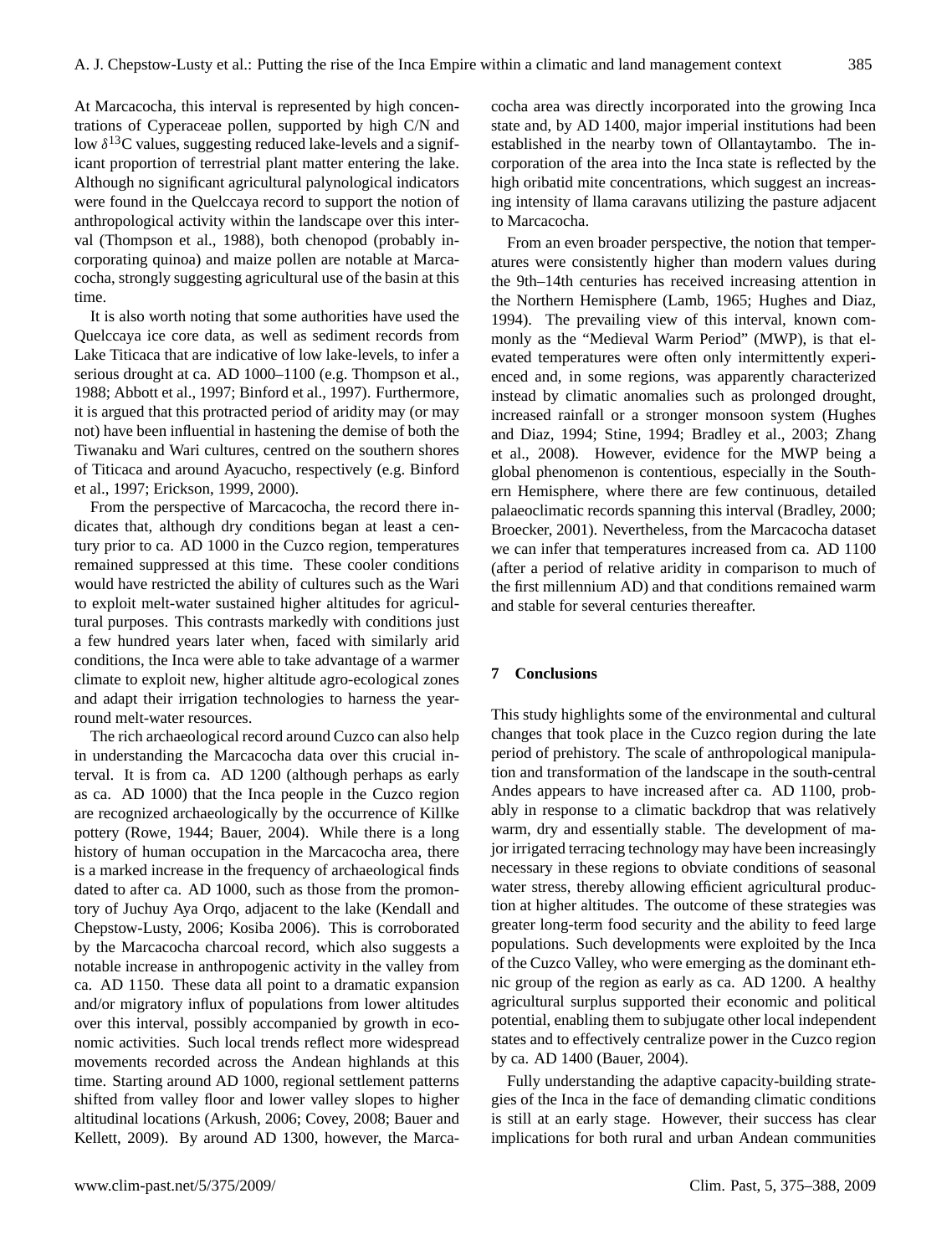At Marcacocha, this interval is represented by high concentrations of Cyperaceae pollen, supported by high C/N and low $\delta^{13}$C values, suggesting reduced lake-levels and a significant proportion of terrestrial plant matter entering the lake. Although no significant agricultural palynological indicators were found in the Quelccaya record to support the notion of anthropological activity within the landscape over this interval (Thompson et al., 1988), both chenopod (probably incorporating quinoa) and maize pollen are notable at Marcacocha, strongly suggesting agricultural use of the basin at this time.

It is also worth noting that some authorities have used the Quelccaya ice core data, as well as sediment records from Lake Titicaca that are indicative of low lake-levels, to infer a serious drought at ca. AD 1000–1100 (e.g. Thompson et al., 1988; Abbott et al., 1997; Binford et al., 1997). Furthermore, it is argued that this protracted period of aridity may (or may not) have been influential in hastening the demise of both the Tiwanaku and Wari cultures, centred on the southern shores of Titicaca and around Ayacucho, respectively (e.g. Binford et al., 1997; Erickson, 1999, 2000).

From the perspective of Marcacocha, the record there indicates that, although dry conditions began at least a century prior to ca. AD 1000 in the Cuzco region, temperatures remained suppressed at this time. These cooler conditions would have restricted the ability of cultures such as the Wari to exploit melt-water sustained higher altitudes for agricultural purposes. This contrasts markedly with conditions just a few hundred years later when, faced with similarly arid conditions, the Inca were able to take advantage of a warmer climate to exploit new, higher altitude agro-ecological zones and adapt their irrigation technologies to harness the year-round melt-water resources.

The rich archaeological record around Cuzco can also help in understanding the Marcacocha data over this crucial interval. It is from ca. AD 1200 (although perhaps as early as ca. AD 1000) that the Inca people in the Cuzco region are recognized archaeologically by the occurrence of Killke pottery (Rowe, 1944; Bauer, 2004). While there is a long history of human occupation in the Marcacocha area, there is a marked increase in the frequency of archaeological finds dated to after ca. AD 1000, such as those from the promontory of Juchuy Aya Orqo, adjacent to the lake (Kendall and Chepstow-Lusty, 2006; Kosiba 2006). This is corroborated by the Marcacocha charcoal record, which also suggests a notable increase in anthropogenic activity in the valley from ca. AD 1150. These data all point to a dramatic expansion and/or migratory influx of populations from lower altitudes over this interval, possibly accompanied by growth in economic activities. Such local trends reflect more widespread movements recorded across the Andean highlands at this time. Starting around AD 1000, regional settlement patterns shifted from valley floor and lower valley slopes to higher altitudinal locations (Arkush, 2006; Covey, 2008; Bauer and Kellett, 2009). By around AD 1300, however, the Marcacocha area was directly incorporated into the growing Inca state and, by AD 1400, major imperial institutions had been established in the nearby town of Ollantaytambo. The incorporation of the area into the Inca state is reflected by the high oribatid mite concentrations, which suggest an increasing intensity of llama caravans utilizing the pasture adjacent to Marcacocha.

From an even broader perspective, the notion that temperatures were consistently higher than modern values during the 9th–14th centuries has received increasing attention in the Northern Hemisphere (Lamb, 1965; Hughes and Diaz, 1994). The prevailing view of this interval, known commonly as the "Medieval Warm Period" (MWP), is that elevated temperatures were often only intermittently experienced and, in some regions, was apparently characterized instead by climatic anomalies such as prolonged drought, increased rainfall or a stronger monsoon system (Hughes and Diaz, 1994; Stine, 1994; Bradley et al., 2003; Zhang et al., 2008). However, evidence for the MWP being a global phenomenon is contentious, especially in the Southern Hemisphere, where there are few continuous, detailed palaeoclimatic records spanning this interval (Bradley, 2000; Broecker, 2001). Nevertheless, from the Marcacocha dataset we can infer that temperatures increased from ca. AD 1100 (after a period of relative aridity in comparison to much of the first millennium AD) and that conditions remained warm and stable for several centuries thereafter.

## 7 Conclusions

This study highlights some of the environmental and cultural changes that took place in the Cuzco region during the late period of prehistory. The scale of anthropological manipulation and transformation of the landscape in the south-central Andes appears to have increased after ca. AD 1100, probably in response to a climatic backdrop that was relatively warm, dry and essentially stable. The development of major irrigated terracing technology may have been increasingly necessary in these regions to obviate conditions of seasonal water stress, thereby allowing efficient agricultural production at higher altitudes. The outcome of these strategies was greater long-term food security and the ability to feed large populations. Such developments were exploited by the Inca of the Cuzco Valley, who were emerging as the dominant ethnic group of the region as early as ca. AD 1200. A healthy agricultural surplus supported their economic and political potential, enabling them to subjugate other local independent states and to effectively centralize power in the Cuzco region by ca. AD 1400 (Bauer, 2004).

Fully understanding the adaptive capacity-building strategies of the Inca in the face of demanding climatic conditions is still at an early stage. However, their success has clear implications for both rural and urban Andean communities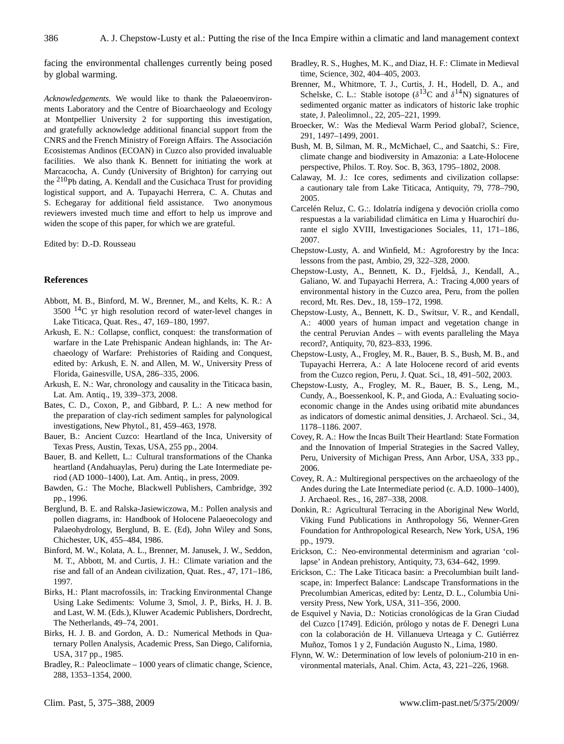facing the environmental challenges currently being posed by global warming.

*Acknowledgements.* We would like to thank the Palaeoenvironments Laboratory and the Centre of Bioarchaeology and Ecology at Montpellier University 2 for supporting this investigation, and gratefully acknowledge additional financial support from the CNRS and the French Ministry of Foreign Affairs. The Associación Ecosistemas Andinos (ECOAN) in Cuzco also provided invaluable facilities. We also thank K. Bennett for initiating the work at Marcacocha, A. Cundy (University of Brighton) for carrying out the $^{210}$Pb dating, A. Kendall and the Cusichaca Trust for providing logistical support, and A. Tupayachi Herrera, C. A. Chutas and S. Echegaray for additional field assistance. Two anonymous reviewers invested much time and effort to help us improve and widen the scope of this paper, for which we are grateful.

Edited by: D.-D. Rousseau

## References

Abbott, M. B., Binford, M. W., Brenner, M., and Kelts, K. R.: A 3500 $^{14}$C yr high resolution record of water-level changes in Lake Titicaca, Quat. Res., 47, 169–180, 1997.

Arkush, E. N.: Collapse, conflict, conquest: the transformation of warfare in the Late Prehispanic Andean highlands, in: The Archaeology of Warfare: Prehistories of Raiding and Conquest, edited by: Arkush, E. N. and Allen, M. W., University Press of Florida, Gainesville, USA, 286–335, 2006.

Arkush, E. N.: War, chronology and causality in the Titicaca basin, Lat. Am. Antiq., 19, 339–373, 2008.

Bates, C. D., Coxon, P., and Gibbard, P. L.: A new method for the preparation of clay-rich sediment samples for palynological investigations, New Phytol., 81, 459–463, 1978.

Bauer, B.: Ancient Cuzco: Heartland of the Inca, University of Texas Press, Austin, Texas, USA, 255 pp., 2004.

Bauer, B. and Kellett, L.: Cultural transformations of the Chanka heartland (Andahuaylas, Peru) during the Late Intermediate period (AD 1000–1400), Lat. Am. Antiq., in press, 2009.

Bawden, G.: The Moche, Blackwell Publishers, Cambridge, 392 pp., 1996.

Berglund, B. E. and Ralska-Jasiewiczowa, M.: Pollen analysis and pollen diagrams, in: Handbook of Holocene Palaeoecology and Palaeohydrology, Berglund, B. E. (Ed), John Wiley and Sons, Chichester, UK, 455–484, 1986.

Binford, M. W., Kolata, A. L., Brenner, M. Janusek, J. W., Seddon, M. T., Abbott, M. and Curtis, J. H.: Climate variation and the rise and fall of an Andean civilization, Quat. Res., 47, 171–186, 1997.

Birks, H.: Plant macrofossils, in: Tracking Environmental Change Using Lake Sediments: Volume 3, Smol, J. P., Birks, H. J. B. and Last, W. M. (Eds.), Kluwer Academic Publishers, Dordrecht, The Netherlands, 49–74, 2001.

Birks, H. J. B. and Gordon, A. D.: Numerical Methods in Quaternary Pollen Analysis, Academic Press, San Diego, California, USA, 317 pp., 1985.

Bradley, R.: Paleoclimate – 1000 years of climatic change, Science, 288, 1353–1354, 2000.

Bradley, R. S., Hughes, M. K., and Diaz, H. F.: Climate in Medieval time, Science, 302, 404–405, 2003.

Brenner, M., Whitmore, T. J., Curtis, J. H., Hodell, D. A., and Schelske, C. L.: Stable isotope ($\delta^{13}$C and $\delta^{14}$N) signatures of sedimented organic matter as indicators of historic lake trophic state, J. Paleolimnol., 22, 205–221, 1999.

Broecker, W.: Was the Medieval Warm Period global?, Science, 291, 1497–1499, 2001.

Bush, M. B, Silman, M. R., McMichael, C., and Saatchi, S.: Fire, climate change and biodiversity in Amazonia: a Late-Holocene perspective, Philos. T. Roy. Soc. B, 363, 1795–1802, 2008.

Calaway, M. J.: Ice cores, sediments and civilization collapse: a cautionary tale from Lake Titicaca, Antiquity, 79, 778–790, 2005.

Carcelén Reluz, C. G.:. Idolatría indígena y devoción criolla como respuestas a la variabilidad climática en Lima y Huarochirí durante el siglo XVIII, Investigaciones Sociales, 11, 171–186, 2007.

Chepstow-Lusty, A. and Winfield, M.: Agroforestry by the Inca: lessons from the past, Ambio, 29, 322–328, 2000.

Chepstow-Lusty, A., Bennett, K. D., Fjeldså, J., Kendall, A., Galiano, W. and Tupayachi Herrera, A.: Tracing 4,000 years of environmental history in the Cuzco area, Peru, from the pollen record, Mt. Res. Dev., 18, 159–172, 1998.

Chepstow-Lusty, A., Bennett, K. D., Switsur, V. R., and Kendall, A.: 4000 years of human impact and vegetation change in the central Peruvian Andes – with events paralleling the Maya record?, Antiquity, 70, 823–833, 1996.

Chepstow-Lusty, A., Frogley, M. R., Bauer, B. S., Bush, M. B., and Tupayachi Herrera, A.: A late Holocene record of arid events from the Cuzco region, Peru, J. Quat. Sci., 18, 491–502, 2003.

Chepstow-Lusty, A., Frogley, M. R., Bauer, B. S., Leng, M., Cundy, A., Boessenkool, K. P., and Gioda, A.: Evaluating socio-economic change in the Andes using oribatid mite abundances as indicators of domestic animal densities, J. Archaeol. Sci., 34, 1178–1186. 2007.

Covey, R. A.: How the Incas Built Their Heartland: State Formation and the Innovation of Imperial Strategies in the Sacred Valley, Peru, University of Michigan Press, Ann Arbor, USA, 333 pp., 2006.

Covey, R. A.: Multiregional perspectives on the archaeology of the Andes during the Late Intermediate period (c. A.D. 1000–1400), J. Archaeol. Res., 16, 287–338, 2008.

Donkin, R.: Agricultural Terracing in the Aboriginal New World, Viking Fund Publications in Anthropology 56, Wenner-Gren Foundation for Anthropological Research, New York, USA, 196 pp., 1979.

Erickson, C.: Neo-environmental determinism and agrarian 'collapse' in Andean prehistory, Antiquity, 73, 634–642, 1999.

Erickson, C.: The Lake Titicaca basin: a Precolumbian built landscape, in: Imperfect Balance: Landscape Transformations in the Precolumbian Americas, edited by: Lentz, D. L., Columbia University Press, New York, USA, 311–356, 2000.

de Esquivel y Navia, D.: Noticias cronológicas de la Gran Ciudad del Cuzco [1749]. Edición, prólogo y notas de F. Denegri Luna con la colaboración de H. Villanueva Urteaga y C. Gutiérrez Muñoz, Tomos 1 y 2, Fundación Augusto N., Lima, 1980.

Flynn, W. W.: Determination of low levels of polonium-210 in environmental materials, Anal. Chim. Acta, 43, 221–226, 1968.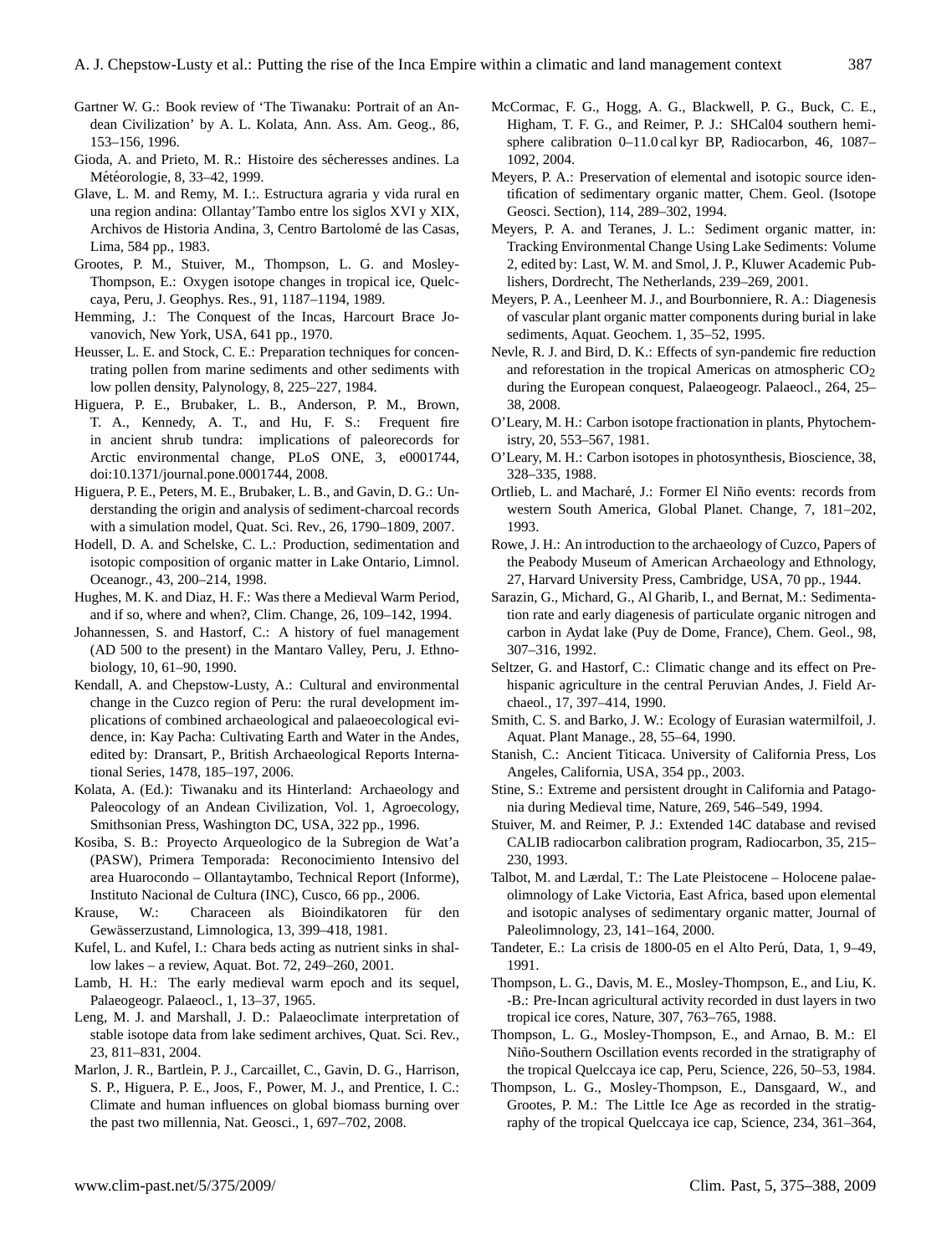Gartner W. G.: Book review of 'The Tiwanaku: Portrait of an Andean Civilization' by A. L. Kolata, Ann. Ass. Am. Geog., 86, 153–156, 1996.

Gioda, A. and Prieto, M. R.: Histoire des sécheresses andines. La Météorologie, 8, 33–42, 1999.

Glave, L. M. and Remy, M. I.:. Estructura agraria y vida rural en una region andina: Ollantay'Tambo entre los siglos XVI y XIX, Archivos de Historia Andina, 3, Centro Bartolomé de las Casas, Lima, 584 pp., 1983.

Grootes, P. M., Stuiver, M., Thompson, L. G. and Mosley-Thompson, E.: Oxygen isotope changes in tropical ice, Quelccaya, Peru, J. Geophys. Res., 91, 1187–1194, 1989.

Hemming, J.: The Conquest of the Incas, Harcourt Brace Jovanovich, New York, USA, 641 pp., 1970.

Heusser, L. E. and Stock, C. E.: Preparation techniques for concentrating pollen from marine sediments and other sediments with low pollen density, Palynology, 8, 225–227, 1984.

Higuera, P. E., Brubaker, L. B., Anderson, P. M., Brown, T. A., Kennedy, A. T., and Hu, F. S.: Frequent fire in ancient shrub tundra: implications of paleorecords for Arctic environmental change, PLoS ONE, 3, e0001744, doi:10.1371/journal.pone.0001744, 2008.

Higuera, P. E., Peters, M. E., Brubaker, L. B., and Gavin, D. G.: Understanding the origin and analysis of sediment-charcoal records with a simulation model, Quat. Sci. Rev., 26, 1790–1809, 2007.

Hodell, D. A. and Schelske, C. L.: Production, sedimentation and isotopic composition of organic matter in Lake Ontario, Limnol. Oceanogr., 43, 200–214, 1998.

Hughes, M. K. and Diaz, H. F.: Was there a Medieval Warm Period, and if so, where and when?, Clim. Change, 26, 109–142, 1994.

Johannessen, S. and Hastorf, C.: A history of fuel management (AD 500 to the present) in the Mantaro Valley, Peru, J. Ethnobiology, 10, 61–90, 1990.

Kendall, A. and Chepstow-Lusty, A.: Cultural and environmental change in the Cuzco region of Peru: the rural development implications of combined archaeological and palaeoecological evidence, in: Kay Pacha: Cultivating Earth and Water in the Andes, edited by: Dransart, P., British Archaeological Reports International Series, 1478, 185–197, 2006.

Kolata, A. (Ed.): Tiwanaku and its Hinterland: Archaeology and Paleocology of an Andean Civilization, Vol. 1, Agroecology, Smithsonian Press, Washington DC, USA, 322 pp., 1996.

Kosiba, S. B.: Proyecto Arqueologico de la Subregion de Wat'a (PASW), Primera Temporada: Reconocimiento Intensivo del area Huarocondo – Ollantaytambo, Technical Report (Informe), Instituto Nacional de Cultura (INC), Cusco, 66 pp., 2006.

Krause, W.: Characeen als Bioindikatoren für den Gewässerzustand, Limnologica, 13, 399–418, 1981.

Kufel, L. and Kufel, I.: Chara beds acting as nutrient sinks in shallow lakes – a review, Aquat. Bot. 72, 249–260, 2001.

Lamb, H. H.: The early medieval warm epoch and its sequel, Palaeogeogr. Palaeocl., 1, 13–37, 1965.

Leng, M. J. and Marshall, J. D.: Palaeoclimate interpretation of stable isotope data from lake sediment archives, Quat. Sci. Rev., 23, 811–831, 2004.

Marlon, J. R., Bartlein, P. J., Carcaillet, C., Gavin, D. G., Harrison, S. P., Higuera, P. E., Joos, F., Power, M. J., and Prentice, I. C.: Climate and human influences on global biomass burning over the past two millennia, Nat. Geosci., 1, 697–702, 2008.

McCormac, F. G., Hogg, A. G., Blackwell, P. G., Buck, C. E., Higham, T. F. G., and Reimer, P. J.: SHCal04 southern hemisphere calibration 0–11.0 cal kyr BP, Radiocarbon, 46, 1087–1092, 2004.

Meyers, P. A.: Preservation of elemental and isotopic source identification of sedimentary organic matter, Chem. Geol. (Isotope Geosci. Section), 114, 289–302, 1994.

Meyers, P. A. and Teranes, J. L.: Sediment organic matter, in: Tracking Environmental Change Using Lake Sediments: Volume 2, edited by: Last, W. M. and Smol, J. P., Kluwer Academic Publishers, Dordrecht, The Netherlands, 239–269, 2001.

Meyers, P. A., Leenheer M. J., and Bourbonniere, R. A.: Diagenesis of vascular plant organic matter components during burial in lake sediments, Aquat. Geochem. 1, 35–52, 1995.

Nevle, R. J. and Bird, D. K.: Effects of syn-pandemic fire reduction and reforestation in the tropical Americas on atmospheric $CO_2$ during the European conquest, Palaeogeogr. Palaeocl., 264, 25–38, 2008.

O'Leary, M. H.: Carbon isotope fractionation in plants, Phytochemistry, 20, 553–567, 1981.

O'Leary, M. H.: Carbon isotopes in photosynthesis, Bioscience, 38, 328–335, 1988.

Ortlieb, L. and Macharé, J.: Former El Niño events: records from western South America, Global Planet. Change, 7, 181–202, 1993.

Rowe, J. H.: An introduction to the archaeology of Cuzco, Papers of the Peabody Museum of American Archaeology and Ethnology, 27, Harvard University Press, Cambridge, USA, 70 pp., 1944.

Sarazin, G., Michard, G., Al Gharib, I., and Bernat, M.: Sedimentation rate and early diagenesis of particulate organic nitrogen and carbon in Aydat lake (Puy de Dome, France), Chem. Geol., 98, 307–316, 1992.

Seltzer, G. and Hastorf, C.: Climatic change and its effect on Prehispanic agriculture in the central Peruvian Andes, J. Field Archaeol., 17, 397–414, 1990.

Smith, C. S. and Barko, J. W.: Ecology of Eurasian watermilfoil, J. Aquat. Plant Manage., 28, 55–64, 1990.

Stanish, C.: Ancient Titicaca. University of California Press, Los Angeles, California, USA, 354 pp., 2003.

Stine, S.: Extreme and persistent drought in California and Patagonia during Medieval time, Nature, 269, 546–549, 1994.

Stuiver, M. and Reimer, P. J.: Extended 14C database and revised CALIB radiocarbon calibration program, Radiocarbon, 35, 215–230, 1993.

Talbot, M. and Lærdal, T.: The Late Pleistocene – Holocene palaeolimnology of Lake Victoria, East Africa, based upon elemental and isotopic analyses of sedimentary organic matter, Journal of Paleolimnology, 23, 141–164, 2000.

Tandeter, E.: La crisis de 1800-05 en el Alto Perú, Data, 1, 9–49, 1991.

Thompson, L. G., Davis, M. E., Mosley-Thompson, E., and Liu, K. -B.: Pre-Incan agricultural activity recorded in dust layers in two tropical ice cores, Nature, 307, 763–765, 1988.

Thompson, L. G., Mosley-Thompson, E., and Arnao, B. M.: El Niño-Southern Oscillation events recorded in the stratigraphy of the tropical Quelccaya ice cap, Peru, Science, 226, 50–53, 1984.

Thompson, L. G., Mosley-Thompson, E., Dansgaard, W., and Grootes, P. M.: The Little Ice Age as recorded in the stratigraphy of the tropical Quelccaya ice cap, Science, 234, 361–364,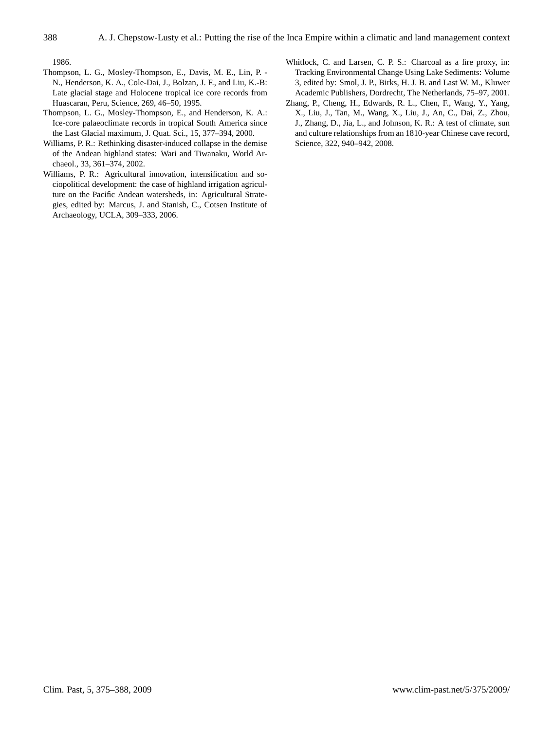1986.

Thompson, L. G., Mosley-Thompson, E., Davis, M. E., Lin, P. -N., Henderson, K. A., Cole-Dai, J., Bolzan, J. F., and Liu, K.-B: Late glacial stage and Holocene tropical ice core records from Huascaran, Peru, Science, 269, 46–50, 1995.

Thompson, L. G., Mosley-Thompson, E., and Henderson, K. A.: Ice-core palaeoclimate records in tropical South America since the Last Glacial maximum, J. Quat. Sci., 15, 377–394, 2000.

Williams, P. R.: Rethinking disaster-induced collapse in the demise of the Andean highland states: Wari and Tiwanaku, World Archaeol., 33, 361–374, 2002.

Williams, P. R.: Agricultural innovation, intensification and sociopolitical development: the case of highland irrigation agriculture on the Pacific Andean watersheds, in: Agricultural Strategies, edited by: Marcus, J. and Stanish, C., Cotsen Institute of Archaeology, UCLA, 309–333, 2006.

Whitlock, C. and Larsen, C. P. S.: Charcoal as a fire proxy, in: Tracking Environmental Change Using Lake Sediments: Volume 3, edited by: Smol, J. P., Birks, H. J. B. and Last W. M., Kluwer Academic Publishers, Dordrecht, The Netherlands, 75–97, 2001.

Zhang, P., Cheng, H., Edwards, R. L., Chen, F., Wang, Y., Yang, X., Liu, J., Tan, M., Wang, X., Liu, J., An, C., Dai, Z., Zhou, J., Zhang, D., Jia, L., and Johnson, K. R.: A test of climate, sun and culture relationships from an 1810-year Chinese cave record, Science, 322, 940–942, 2008.